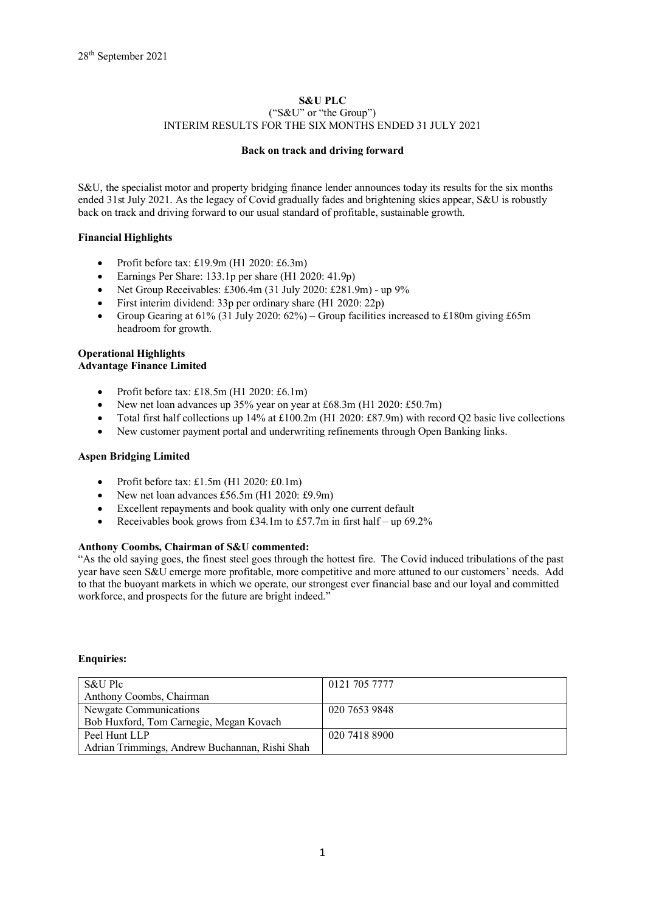28th September 2021

**S&U PLC**
("S&U" or "the Group")
INTERIM RESULTS FOR THE SIX MONTHS ENDED 31 JULY 2021

**Back on track and driving forward**

S&U, the specialist motor and property bridging finance lender announces today its results for the six months ended 31st July 2021. As the legacy of Covid gradually fades and brightening skies appear, S&U is robustly back on track and driving forward to our usual standard of profitable, sustainable growth.

**Financial Highlights**

- Profit before tax: £19.9m (H1 2020: £6.3m)
- Earnings Per Share: 133.1p per share (H1 2020: 41.9p)
- Net Group Receivables: £306.4m (31 July 2020: £281.9m) - up 9%
- First interim dividend: 33p per ordinary share (H1 2020: 22p)
- Group Gearing at 61% (31 July 2020: 62%) – Group facilities increased to £180m giving £65m headroom for growth.

**Operational Highlights**
**Advantage Finance Limited**

- Profit before tax: £18.5m (H1 2020: £6.1m)
- New net loan advances up 35% year on year at £68.3m (H1 2020: £50.7m)
- Total first half collections up 14% at £100.2m (H1 2020: £87.9m) with record Q2 basic live collections
- New customer payment portal and underwriting refinements through Open Banking links.

**Aspen Bridging Limited**

- Profit before tax: £1.5m (H1 2020: £0.1m)
- New net loan advances £56.5m (H1 2020: £9.9m)
- Excellent repayments and book quality with only one current default
- Receivables book grows from £34.1m to £57.7m in first half – up 69.2%

**Anthony Coombs, Chairman of S&U commented:**
"As the old saying goes, the finest steel goes through the hottest fire. The Covid induced tribulations of the past year have seen S&U emerge more profitable, more competitive and more attuned to our customers' needs. Add to that the buoyant markets in which we operate, our strongest ever financial base and our loyal and committed workforce, and prospects for the future are bright indeed."

**Enquiries:**

| | |
|---|---|
| S&U Plc<br>Anthony Coombs, Chairman | 0121 705 7777 |
| Newgate Communications<br>Bob Huxford, Tom Carnegie, Megan Kovach | 020 7653 9848 |
| Peel Hunt LLP<br>Adrian Trimmings, Andrew Buchannan, Rishi Shah | 020 7418 8900 |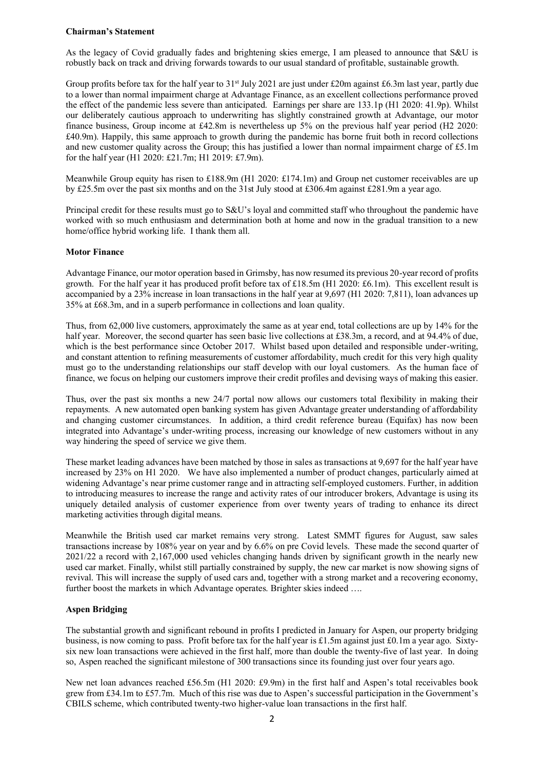**Chairman's Statement**

As the legacy of Covid gradually fades and brightening skies emerge, I am pleased to announce that S&U is robustly back on track and driving forwards towards to our usual standard of profitable, sustainable growth.

Group profits before tax for the half year to 31st July 2021 are just under £20m against £6.3m last year, partly due to a lower than normal impairment charge at Advantage Finance, as an excellent collections performance proved the effect of the pandemic less severe than anticipated. Earnings per share are 133.1p (H1 2020: 41.9p). Whilst our deliberately cautious approach to underwriting has slightly constrained growth at Advantage, our motor finance business, Group income at £42.8m is nevertheless up 5% on the previous half year period (H2 2020: £40.9m). Happily, this same approach to growth during the pandemic has borne fruit both in record collections and new customer quality across the Group; this has justified a lower than normal impairment charge of £5.1m for the half year (H1 2020: £21.7m; H1 2019: £7.9m).

Meanwhile Group equity has risen to £188.9m (H1 2020: £174.1m) and Group net customer receivables are up by £25.5m over the past six months and on the 31st July stood at £306.4m against £281.9m a year ago.

Principal credit for these results must go to S&U's loyal and committed staff who throughout the pandemic have worked with so much enthusiasm and determination both at home and now in the gradual transition to a new home/office hybrid working life. I thank them all.

**Motor Finance**

Advantage Finance, our motor operation based in Grimsby, has now resumed its previous 20-year record of profits growth. For the half year it has produced profit before tax of £18.5m (H1 2020: £6.1m). This excellent result is accompanied by a 23% increase in loan transactions in the half year at 9,697 (H1 2020: 7,811), loan advances up 35% at £68.3m, and in a superb performance in collections and loan quality.

Thus, from 62,000 live customers, approximately the same as at year end, total collections are up by 14% for the half year. Moreover, the second quarter has seen basic live collections at £38.3m, a record, and at 94.4% of due, which is the best performance since October 2017. Whilst based upon detailed and responsible under-writing, and constant attention to refining measurements of customer affordability, much credit for this very high quality must go to the understanding relationships our staff develop with our loyal customers. As the human face of finance, we focus on helping our customers improve their credit profiles and devising ways of making this easier.

Thus, over the past six months a new 24/7 portal now allows our customers total flexibility in making their repayments. A new automated open banking system has given Advantage greater understanding of affordability and changing customer circumstances. In addition, a third credit reference bureau (Equifax) has now been integrated into Advantage's under-writing process, increasing our knowledge of new customers without in any way hindering the speed of service we give them.

These market leading advances have been matched by those in sales as transactions at 9,697 for the half year have increased by 23% on H1 2020. We have also implemented a number of product changes, particularly aimed at widening Advantage's near prime customer range and in attracting self-employed customers. Further, in addition to introducing measures to increase the range and activity rates of our introducer brokers, Advantage is using its uniquely detailed analysis of customer experience from over twenty years of trading to enhance its direct marketing activities through digital means.

Meanwhile the British used car market remains very strong. Latest SMMT figures for August, saw sales transactions increase by 108% year on year and by 6.6% on pre Covid levels. These made the second quarter of 2021/22 a record with 2,167,000 used vehicles changing hands driven by significant growth in the nearly new used car market. Finally, whilst still partially constrained by supply, the new car market is now showing signs of revival. This will increase the supply of used cars and, together with a strong market and a recovering economy, further boost the markets in which Advantage operates. Brighter skies indeed ….

**Aspen Bridging**

The substantial growth and significant rebound in profits I predicted in January for Aspen, our property bridging business, is now coming to pass. Profit before tax for the half year is £1.5m against just £0.1m a year ago. Sixty-six new loan transactions were achieved in the first half, more than double the twenty-five of last year. In doing so, Aspen reached the significant milestone of 300 transactions since its founding just over four years ago.

New net loan advances reached £56.5m (H1 2020: £9.9m) in the first half and Aspen's total receivables book grew from £34.1m to £57.7m. Much of this rise was due to Aspen's successful participation in the Government's CBILS scheme, which contributed twenty-two higher-value loan transactions in the first half.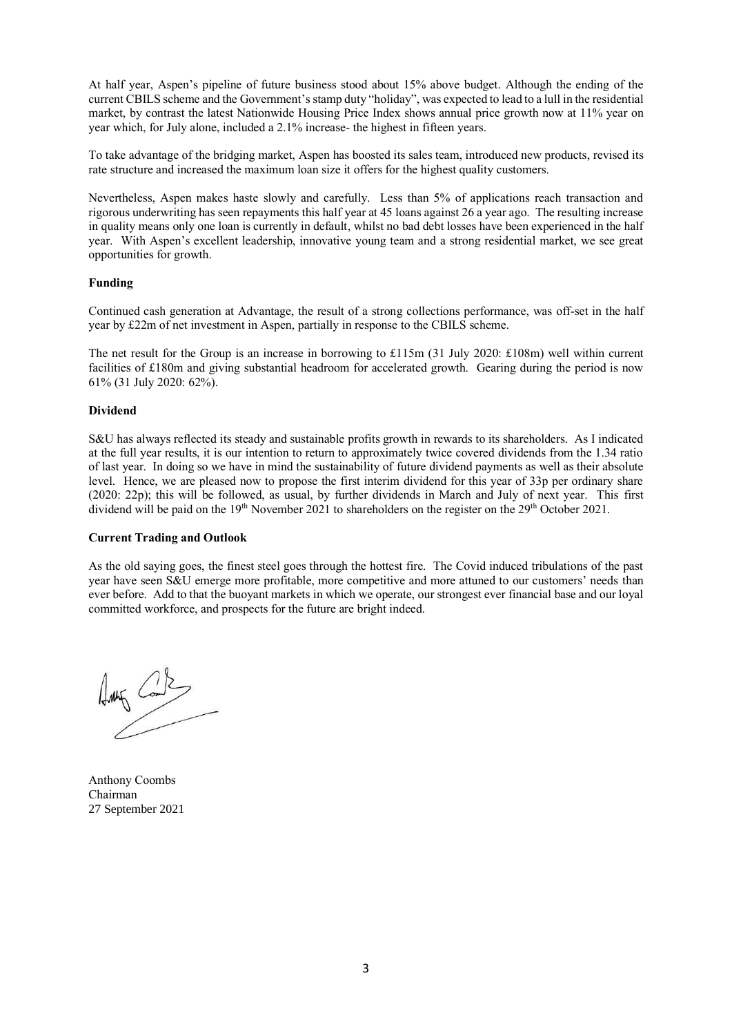At half year, Aspen's pipeline of future business stood about 15% above budget. Although the ending of the current CBILS scheme and the Government's stamp duty "holiday", was expected to lead to a lull in the residential market, by contrast the latest Nationwide Housing Price Index shows annual price growth now at 11% year on year which, for July alone, included a 2.1% increase- the highest in fifteen years.

To take advantage of the bridging market, Aspen has boosted its sales team, introduced new products, revised its rate structure and increased the maximum loan size it offers for the highest quality customers.

Nevertheless, Aspen makes haste slowly and carefully. Less than 5% of applications reach transaction and rigorous underwriting has seen repayments this half year at 45 loans against 26 a year ago. The resulting increase in quality means only one loan is currently in default, whilst no bad debt losses have been experienced in the half year. With Aspen's excellent leadership, innovative young team and a strong residential market, we see great opportunities for growth.

**Funding**

Continued cash generation at Advantage, the result of a strong collections performance, was off-set in the half year by £22m of net investment in Aspen, partially in response to the CBILS scheme.

The net result for the Group is an increase in borrowing to £115m (31 July 2020: £108m) well within current facilities of £180m and giving substantial headroom for accelerated growth. Gearing during the period is now 61% (31 July 2020: 62%).

**Dividend**

S&U has always reflected its steady and sustainable profits growth in rewards to its shareholders. As I indicated at the full year results, it is our intention to return to approximately twice covered dividends from the 1.34 ratio of last year. In doing so we have in mind the sustainability of future dividend payments as well as their absolute level. Hence, we are pleased now to propose the first interim dividend for this year of 33p per ordinary share (2020: 22p); this will be followed, as usual, by further dividends in March and July of next year. This first dividend will be paid on the 19th November 2021 to shareholders on the register on the 29th October 2021.

**Current Trading and Outlook**

As the old saying goes, the finest steel goes through the hottest fire. The Covid induced tribulations of the past year have seen S&U emerge more profitable, more competitive and more attuned to our customers' needs than ever before. Add to that the buoyant markets in which we operate, our strongest ever financial base and our loyal committed workforce, and prospects for the future are bright indeed.

Anthony Coombs
Chairman
27 September 2021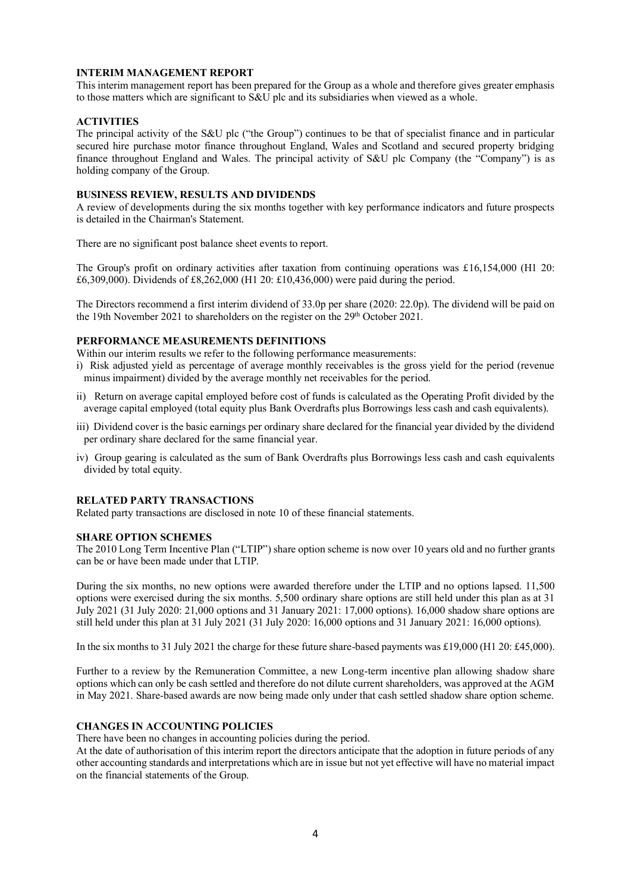## INTERIM MANAGEMENT REPORT

This interim management report has been prepared for the Group as a whole and therefore gives greater emphasis to those matters which are significant to S&U plc and its subsidiaries when viewed as a whole.

## ACTIVITIES

The principal activity of the S&U plc ("the Group") continues to be that of specialist finance and in particular secured hire purchase motor finance throughout England, Wales and Scotland and secured property bridging finance throughout England and Wales. The principal activity of S&U plc Company (the "Company") is as holding company of the Group.

## BUSINESS REVIEW, RESULTS AND DIVIDENDS

A review of developments during the six months together with key performance indicators and future prospects is detailed in the Chairman's Statement.

There are no significant post balance sheet events to report.

The Group's profit on ordinary activities after taxation from continuing operations was £16,154,000 (H1 20: £6,309,000). Dividends of £8,262,000 (H1 20: £10,436,000) were paid during the period.

The Directors recommend a first interim dividend of 33.0p per share (2020: 22.0p). The dividend will be paid on the 19th November 2021 to shareholders on the register on the 29th October 2021.

## PERFORMANCE MEASUREMENTS DEFINITIONS

Within our interim results we refer to the following performance measurements:

i) Risk adjusted yield as percentage of average monthly receivables is the gross yield for the period (revenue minus impairment) divided by the average monthly net receivables for the period.

ii) Return on average capital employed before cost of funds is calculated as the Operating Profit divided by the average capital employed (total equity plus Bank Overdrafts plus Borrowings less cash and cash equivalents).

iii) Dividend cover is the basic earnings per ordinary share declared for the financial year divided by the dividend per ordinary share declared for the same financial year.

iv) Group gearing is calculated as the sum of Bank Overdrafts plus Borrowings less cash and cash equivalents divided by total equity.

## RELATED PARTY TRANSACTIONS

Related party transactions are disclosed in note 10 of these financial statements.

## SHARE OPTION SCHEMES

The 2010 Long Term Incentive Plan ("LTIP") share option scheme is now over 10 years old and no further grants can be or have been made under that LTIP.

During the six months, no new options were awarded therefore under the LTIP and no options lapsed. 11,500 options were exercised during the six months. 5,500 ordinary share options are still held under this plan as at 31 July 2021 (31 July 2020: 21,000 options and 31 January 2021: 17,000 options). 16,000 shadow share options are still held under this plan at 31 July 2021 (31 July 2020: 16,000 options and 31 January 2021: 16,000 options).

In the six months to 31 July 2021 the charge for these future share-based payments was £19,000 (H1 20: £45,000).

Further to a review by the Remuneration Committee, a new Long-term incentive plan allowing shadow share options which can only be cash settled and therefore do not dilute current shareholders, was approved at the AGM in May 2021. Share-based awards are now being made only under that cash settled shadow share option scheme.

## CHANGES IN ACCOUNTING POLICIES

There have been no changes in accounting policies during the period.

At the date of authorisation of this interim report the directors anticipate that the adoption in future periods of any other accounting standards and interpretations which are in issue but not yet effective will have no material impact on the financial statements of the Group.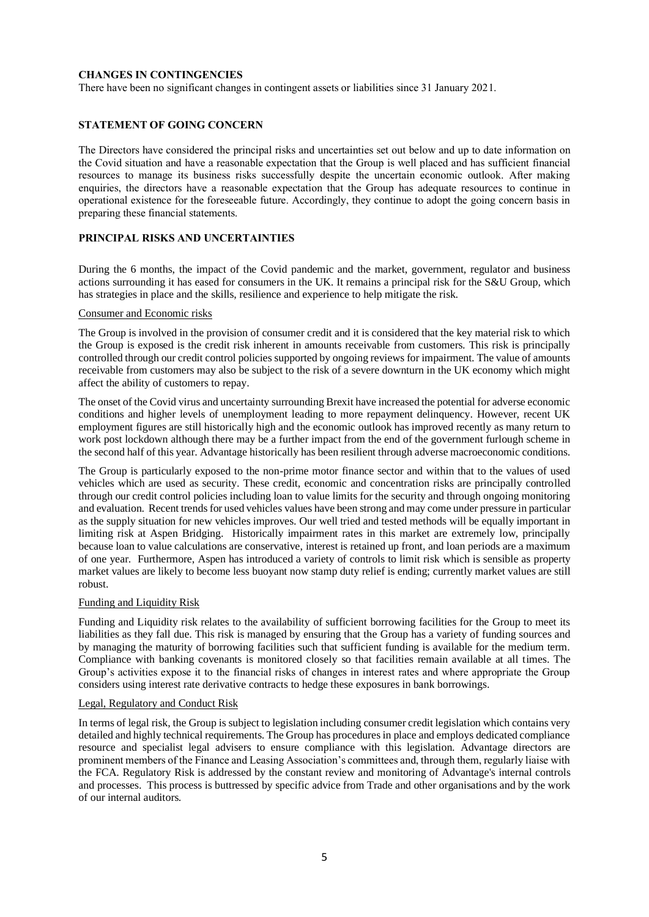### CHANGES IN CONTINGENCIES

There have been no significant changes in contingent assets or liabilities since 31 January 2021.

### STATEMENT OF GOING CONCERN

The Directors have considered the principal risks and uncertainties set out below and up to date information on the Covid situation and have a reasonable expectation that the Group is well placed and has sufficient financial resources to manage its business risks successfully despite the uncertain economic outlook. After making enquiries, the directors have a reasonable expectation that the Group has adequate resources to continue in operational existence for the foreseeable future. Accordingly, they continue to adopt the going concern basis in preparing these financial statements.

### PRINCIPAL RISKS AND UNCERTAINTIES

During the 6 months, the impact of the Covid pandemic and the market, government, regulator and business actions surrounding it has eased for consumers in the UK. It remains a principal risk for the S&U Group, which has strategies in place and the skills, resilience and experience to help mitigate the risk.

#### Consumer and Economic risks

The Group is involved in the provision of consumer credit and it is considered that the key material risk to which the Group is exposed is the credit risk inherent in amounts receivable from customers. This risk is principally controlled through our credit control policies supported by ongoing reviews for impairment. The value of amounts receivable from customers may also be subject to the risk of a severe downturn in the UK economy which might affect the ability of customers to repay.

The onset of the Covid virus and uncertainty surrounding Brexit have increased the potential for adverse economic conditions and higher levels of unemployment leading to more repayment delinquency. However, recent UK employment figures are still historically high and the economic outlook has improved recently as many return to work post lockdown although there may be a further impact from the end of the government furlough scheme in the second half of this year. Advantage historically has been resilient through adverse macroeconomic conditions.

The Group is particularly exposed to the non-prime motor finance sector and within that to the values of used vehicles which are used as security. These credit, economic and concentration risks are principally controlled through our credit control policies including loan to value limits for the security and through ongoing monitoring and evaluation. Recent trends for used vehicles values have been strong and may come under pressure in particular as the supply situation for new vehicles improves. Our well tried and tested methods will be equally important in limiting risk at Aspen Bridging. Historically impairment rates in this market are extremely low, principally because loan to value calculations are conservative, interest is retained up front, and loan periods are a maximum of one year. Furthermore, Aspen has introduced a variety of controls to limit risk which is sensible as property market values are likely to become less buoyant now stamp duty relief is ending; currently market values are still robust.

#### Funding and Liquidity Risk

Funding and Liquidity risk relates to the availability of sufficient borrowing facilities for the Group to meet its liabilities as they fall due. This risk is managed by ensuring that the Group has a variety of funding sources and by managing the maturity of borrowing facilities such that sufficient funding is available for the medium term. Compliance with banking covenants is monitored closely so that facilities remain available at all times. The Group's activities expose it to the financial risks of changes in interest rates and where appropriate the Group considers using interest rate derivative contracts to hedge these exposures in bank borrowings.

#### Legal, Regulatory and Conduct Risk

In terms of legal risk, the Group is subject to legislation including consumer credit legislation which contains very detailed and highly technical requirements. The Group has procedures in place and employs dedicated compliance resource and specialist legal advisers to ensure compliance with this legislation. Advantage directors are prominent members of the Finance and Leasing Association's committees and, through them, regularly liaise with the FCA. Regulatory Risk is addressed by the constant review and monitoring of Advantage's internal controls and processes. This process is buttressed by specific advice from Trade and other organisations and by the work of our internal auditors.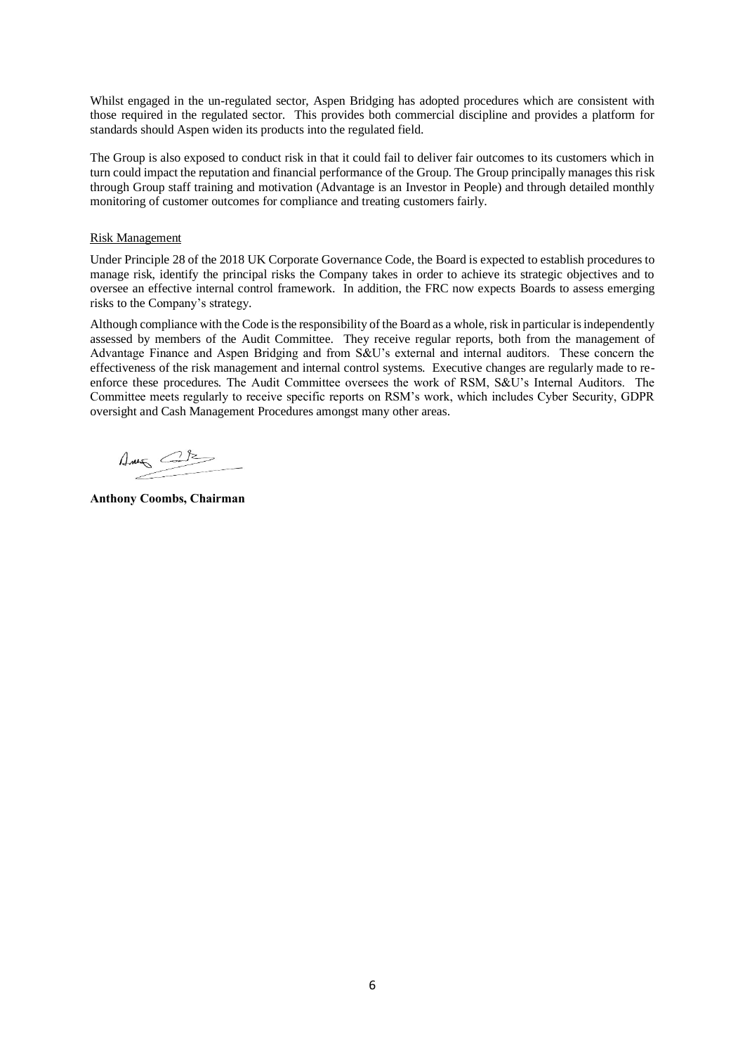Whilst engaged in the un-regulated sector, Aspen Bridging has adopted procedures which are consistent with those required in the regulated sector. This provides both commercial discipline and provides a platform for standards should Aspen widen its products into the regulated field.

The Group is also exposed to conduct risk in that it could fail to deliver fair outcomes to its customers which in turn could impact the reputation and financial performance of the Group. The Group principally manages this risk through Group staff training and motivation (Advantage is an Investor in People) and through detailed monthly monitoring of customer outcomes for compliance and treating customers fairly.

Risk Management

Under Principle 28 of the 2018 UK Corporate Governance Code, the Board is expected to establish procedures to manage risk, identify the principal risks the Company takes in order to achieve its strategic objectives and to oversee an effective internal control framework. In addition, the FRC now expects Boards to assess emerging risks to the Company's strategy.

Although compliance with the Code is the responsibility of the Board as a whole, risk in particular is independently assessed by members of the Audit Committee. They receive regular reports, both from the management of Advantage Finance and Aspen Bridging and from S&U's external and internal auditors. These concern the effectiveness of the risk management and internal control systems. Executive changes are regularly made to re-enforce these procedures. The Audit Committee oversees the work of RSM, S&U's Internal Auditors. The Committee meets regularly to receive specific reports on RSM's work, which includes Cyber Security, GDPR oversight and Cash Management Procedures amongst many other areas.

**Anthony Coombs, Chairman**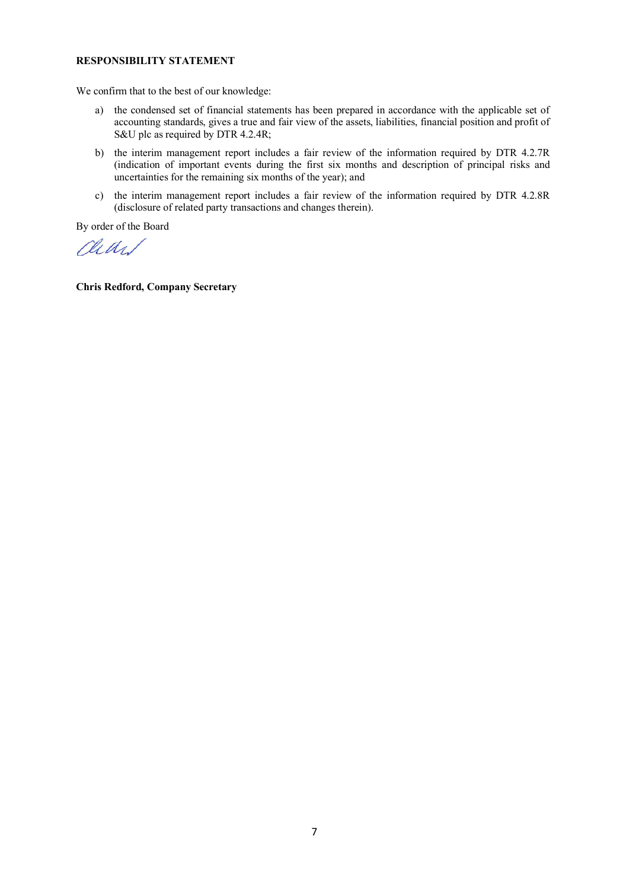**RESPONSIBILITY STATEMENT**

We confirm that to the best of our knowledge:

a) the condensed set of financial statements has been prepared in accordance with the applicable set of accounting standards, gives a true and fair view of the assets, liabilities, financial position and profit of S&U plc as required by DTR 4.2.4R;

b) the interim management report includes a fair review of the information required by DTR 4.2.7R (indication of important events during the first six months and description of principal risks and uncertainties for the remaining six months of the year); and

c) the interim management report includes a fair review of the information required by DTR 4.2.8R (disclosure of related party transactions and changes therein).

By order of the Board

**Chris Redford, Company Secretary**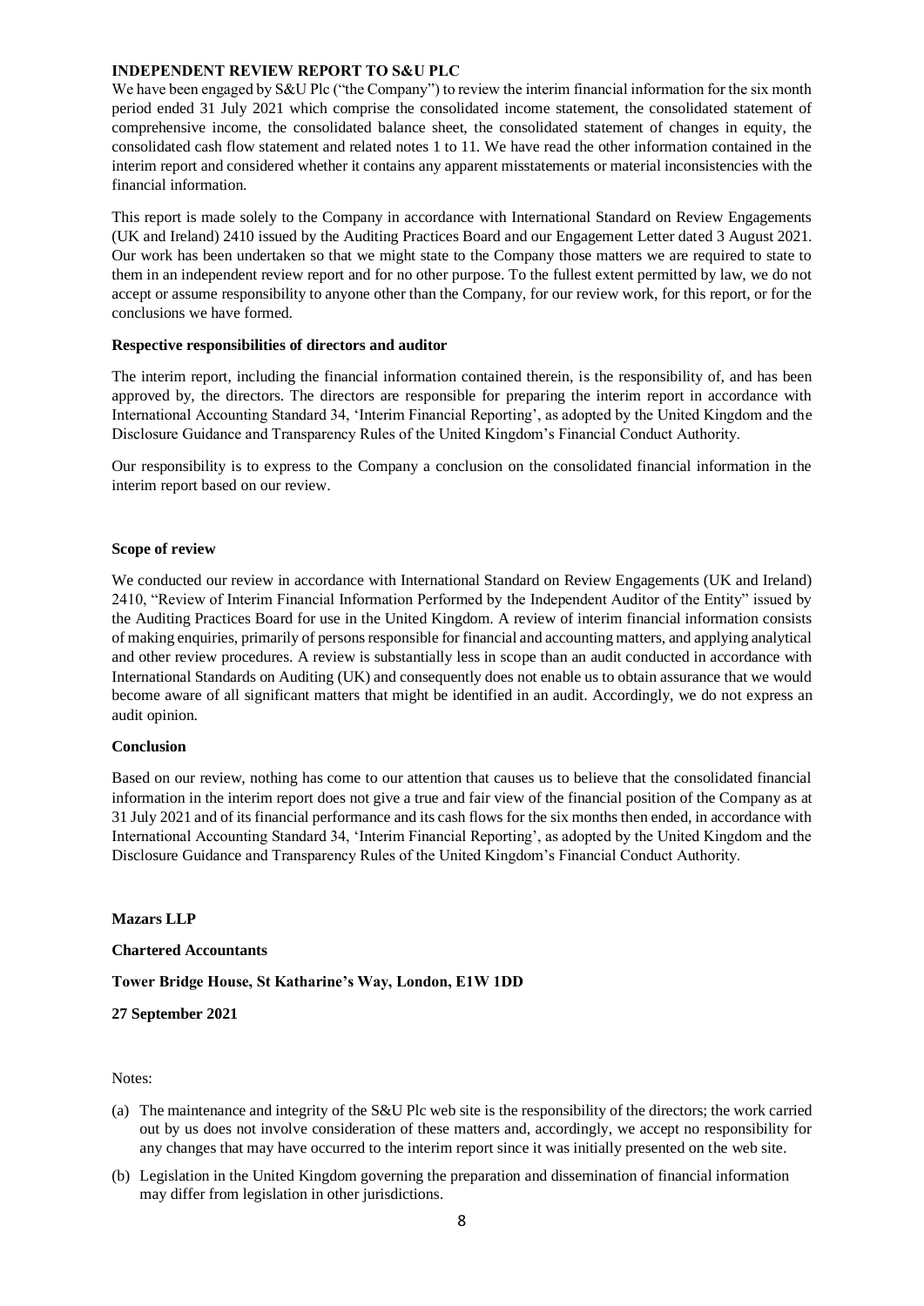## INDEPENDENT REVIEW REPORT TO S&U PLC

We have been engaged by S&U Plc ("the Company") to review the interim financial information for the six month period ended 31 July 2021 which comprise the consolidated income statement, the consolidated statement of comprehensive income, the consolidated balance sheet, the consolidated statement of changes in equity, the consolidated cash flow statement and related notes 1 to 11. We have read the other information contained in the interim report and considered whether it contains any apparent misstatements or material inconsistencies with the financial information.

This report is made solely to the Company in accordance with International Standard on Review Engagements (UK and Ireland) 2410 issued by the Auditing Practices Board and our Engagement Letter dated 3 August 2021. Our work has been undertaken so that we might state to the Company those matters we are required to state to them in an independent review report and for no other purpose. To the fullest extent permitted by law, we do not accept or assume responsibility to anyone other than the Company, for our review work, for this report, or for the conclusions we have formed.

### Respective responsibilities of directors and auditor

The interim report, including the financial information contained therein, is the responsibility of, and has been approved by, the directors. The directors are responsible for preparing the interim report in accordance with International Accounting Standard 34, 'Interim Financial Reporting', as adopted by the United Kingdom and the Disclosure Guidance and Transparency Rules of the United Kingdom's Financial Conduct Authority.

Our responsibility is to express to the Company a conclusion on the consolidated financial information in the interim report based on our review.

### Scope of review

We conducted our review in accordance with International Standard on Review Engagements (UK and Ireland) 2410, "Review of Interim Financial Information Performed by the Independent Auditor of the Entity" issued by the Auditing Practices Board for use in the United Kingdom. A review of interim financial information consists of making enquiries, primarily of persons responsible for financial and accounting matters, and applying analytical and other review procedures. A review is substantially less in scope than an audit conducted in accordance with International Standards on Auditing (UK) and consequently does not enable us to obtain assurance that we would become aware of all significant matters that might be identified in an audit. Accordingly, we do not express an audit opinion.

### Conclusion

Based on our review, nothing has come to our attention that causes us to believe that the consolidated financial information in the interim report does not give a true and fair view of the financial position of the Company as at 31 July 2021 and of its financial performance and its cash flows for the six months then ended, in accordance with International Accounting Standard 34, 'Interim Financial Reporting', as adopted by the United Kingdom and the Disclosure Guidance and Transparency Rules of the United Kingdom's Financial Conduct Authority.

**Mazars LLP**

**Chartered Accountants**

**Tower Bridge House, St Katharine's Way, London, E1W 1DD**

**27 September 2021**

Notes:

(a) The maintenance and integrity of the S&U Plc web site is the responsibility of the directors; the work carried out by us does not involve consideration of these matters and, accordingly, we accept no responsibility for any changes that may have occurred to the interim report since it was initially presented on the web site.

(b) Legislation in the United Kingdom governing the preparation and dissemination of financial information may differ from legislation in other jurisdictions.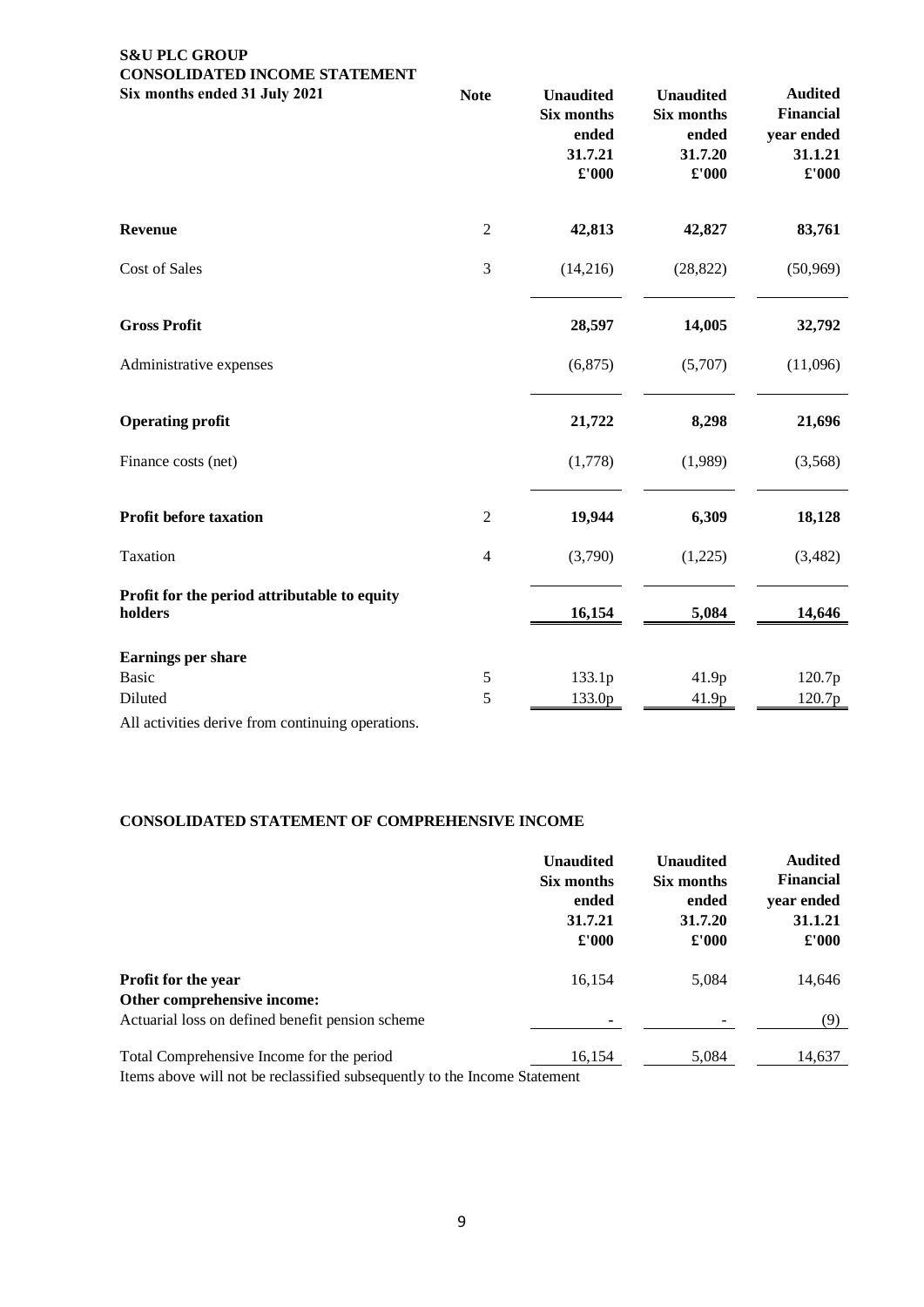**S&U PLC GROUP**
**CONSOLIDATED INCOME STATEMENT**

| Six months ended 31 July 2021 | Note | Unaudited Six months ended 31.7.21 £'000 | Unaudited Six months ended 31.7.20 £'000 | Audited Financial year ended 31.1.21 £'000 |
|---|---|---|---|---|
| **Revenue** | 2 | **42,813** | **42,827** | **83,761** |
| Cost of Sales | 3 | (14,216) | (28,822) | (50,969) |
| **Gross Profit** | | **28,597** | **14,005** | **32,792** |
| Administrative expenses | | (6,875) | (5,707) | (11,096) |
| **Operating profit** | | **21,722** | **8,298** | **21,696** |
| Finance costs (net) | | (1,778) | (1,989) | (3,568) |
| **Profit before taxation** | 2 | **19,944** | **6,309** | **18,128** |
| Taxation | 4 | (3,790) | (1,225) | (3,482) |
| **Profit for the period attributable to equity holders** | | **16,154** | **5,084** | **14,646** |
| **Earnings per share** | | | | |
| Basic | 5 | 133.1p | 41.9p | 120.7p |
| Diluted | 5 | 133.0p | 41.9p | 120.7p |

All activities derive from continuing operations.

**CONSOLIDATED STATEMENT OF COMPREHENSIVE INCOME**

| | Unaudited Six months ended 31.7.21 £'000 | Unaudited Six months ended 31.7.20 £'000 | Audited Financial year ended 31.1.21 £'000 |
|---|---|---|---|
| **Profit for the year** | 16,154 | 5,084 | 14,646 |
| **Other comprehensive income:** | | | |
| Actuarial loss on defined benefit pension scheme | - | - | (9) |
| Total Comprehensive Income for the period | 16,154 | 5,084 | 14,637 |

Items above will not be reclassified subsequently to the Income Statement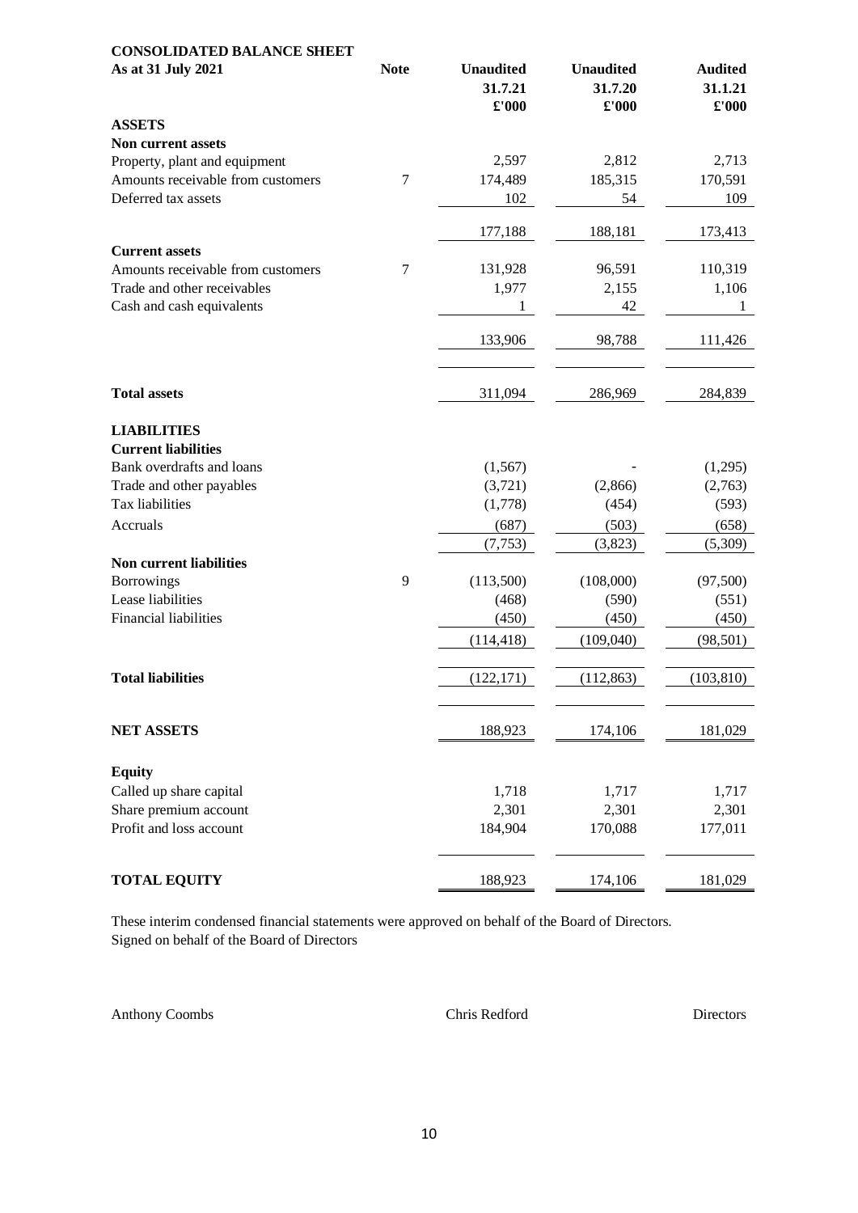**CONSOLIDATED BALANCE SHEET**

| As at 31 July 2021 | Note | Unaudited 31.7.21 £'000 | Unaudited 31.7.20 £'000 | Audited 31.1.21 £'000 |
|---|---|---|---|---|
| **ASSETS** | | | | |
| **Non current assets** | | | | |
| Property, plant and equipment | | 2,597 | 2,812 | 2,713 |
| Amounts receivable from customers | 7 | 174,489 | 185,315 | 170,591 |
| Deferred tax assets | | 102 | 54 | 109 |
| | | 177,188 | 188,181 | 173,413 |
| **Current assets** | | | | |
| Amounts receivable from customers | 7 | 131,928 | 96,591 | 110,319 |
| Trade and other receivables | | 1,977 | 2,155 | 1,106 |
| Cash and cash equivalents | | 1 | 42 | 1 |
| | | 133,906 | 98,788 | 111,426 |
| **Total assets** | | 311,094 | 286,969 | 284,839 |
| **LIABILITIES** | | | | |
| **Current liabilities** | | | | |
| Bank overdrafts and loans | | (1,567) | - | (1,295) |
| Trade and other payables | | (3,721) | (2,866) | (2,763) |
| Tax liabilities | | (1,778) | (454) | (593) |
| Accruals | | (687) | (503) | (658) |
| | | (7,753) | (3,823) | (5,309) |
| **Non current liabilities** | | | | |
| Borrowings | 9 | (113,500) | (108,000) | (97,500) |
| Lease liabilities | | (468) | (590) | (551) |
| Financial liabilities | | (450) | (450) | (450) |
| | | (114,418) | (109,040) | (98,501) |
| **Total liabilities** | | (122,171) | (112,863) | (103,810) |
| **NET ASSETS** | | 188,923 | 174,106 | 181,029 |
| **Equity** | | | | |
| Called up share capital | | 1,718 | 1,717 | 1,717 |
| Share premium account | | 2,301 | 2,301 | 2,301 |
| Profit and loss account | | 184,904 | 170,088 | 177,011 |
| **TOTAL EQUITY** | | 188,923 | 174,106 | 181,029 |

These interim condensed financial statements were approved on behalf of the Board of Directors.
Signed on behalf of the Board of Directors

Anthony Coombs          Chris Redford          Directors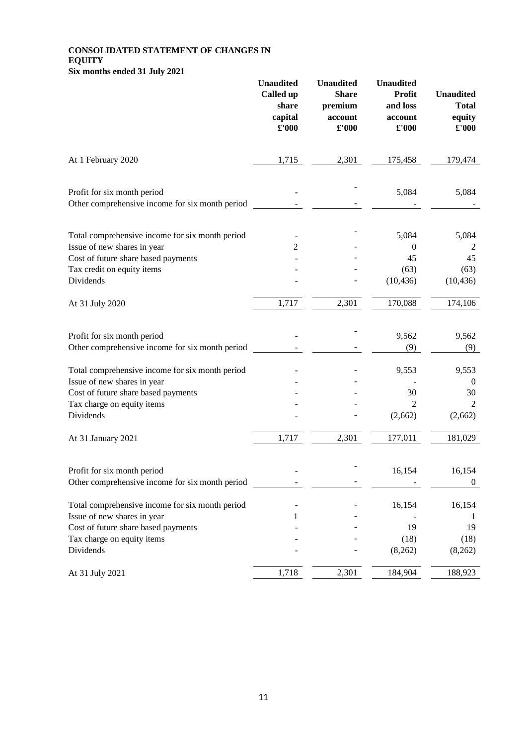**CONSOLIDATED STATEMENT OF CHANGES IN EQUITY**
**Six months ended 31 July 2021**

| | Unaudited Called up share capital £'000 | Unaudited Share premium account £'000 | Unaudited Profit and loss account £'000 | Unaudited Total equity £'000 |
|---|---|---|---|---|
| At 1 February 2020 | 1,715 | 2,301 | 175,458 | 179,474 |
| | | | | |
| Profit for six month period | - | - | 5,084 | 5,084 |
| Other comprehensive income for six month period | - | - | - | - |
| | | | | |
| Total comprehensive income for six month period | - | - | 5,084 | 5,084 |
| Issue of new shares in year | 2 | - | 0 | 2 |
| Cost of future share based payments | - | - | 45 | 45 |
| Tax credit on equity items | - | - | (63) | (63) |
| Dividends | - | - | (10,436) | (10,436) |
| | | | | |
| At 31 July 2020 | 1,717 | 2,301 | 170,088 | 174,106 |
| | | | | |
| Profit for six month period | - | - | 9,562 | 9,562 |
| Other comprehensive income for six month period | - | - | (9) | (9) |
| | | | | |
| Total comprehensive income for six month period | - | - | 9,553 | 9,553 |
| Issue of new shares in year | - | - | - | 0 |
| Cost of future share based payments | - | - | 30 | 30 |
| Tax charge on equity items | - | - | 2 | 2 |
| Dividends | - | - | (2,662) | (2,662) |
| | | | | |
| At 31 January 2021 | 1,717 | 2,301 | 177,011 | 181,029 |
| | | | | |
| Profit for six month period | - | - | 16,154 | 16,154 |
| Other comprehensive income for six month period | - | - | - | 0 |
| | | | | |
| Total comprehensive income for six month period | - | - | 16,154 | 16,154 |
| Issue of new shares in year | 1 | - | - | 1 |
| Cost of future share based payments | - | - | 19 | 19 |
| Tax charge on equity items | - | - | (18) | (18) |
| Dividends | - | - | (8,262) | (8,262) |
| | | | | |
| At 31 July 2021 | 1,718 | 2,301 | 184,904 | 188,923 |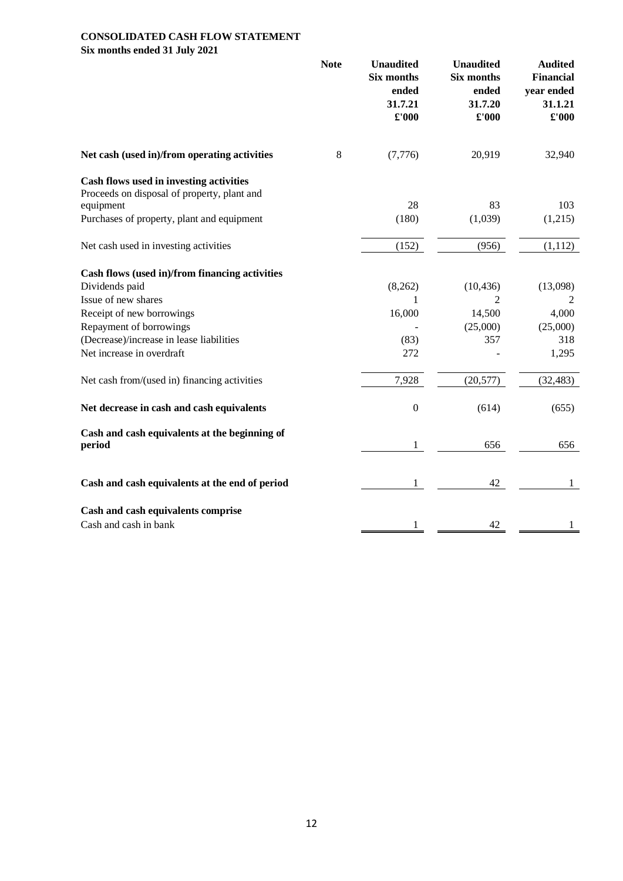**CONSOLIDATED CASH FLOW STATEMENT**
**Six months ended 31 July 2021**

| | Note | Unaudited Six months ended 31.7.21 £'000 | Unaudited Six months ended 31.7.20 £'000 | Audited Financial year ended 31.1.21 £'000 |
|---|---|---|---|---|
| **Net cash (used in)/from operating activities** | 8 | (7,776) | 20,919 | 32,940 |
| **Cash flows used in investing activities** | | | | |
| Proceeds on disposal of property, plant and equipment | | 28 | 83 | 103 |
| Purchases of property, plant and equipment | | (180) | (1,039) | (1,215) |
| Net cash used in investing activities | | (152) | (956) | (1,112) |
| **Cash flows (used in)/from financing activities** | | | | |
| Dividends paid | | (8,262) | (10,436) | (13,098) |
| Issue of new shares | | 1 | 2 | 2 |
| Receipt of new borrowings | | 16,000 | 14,500 | 4,000 |
| Repayment of borrowings | | - | (25,000) | (25,000) |
| (Decrease)/increase in lease liabilities | | (83) | 357 | 318 |
| Net increase in overdraft | | 272 | - | 1,295 |
| Net cash from/(used in) financing activities | | 7,928 | (20,577) | (32,483) |
| **Net decrease in cash and cash equivalents** | | 0 | (614) | (655) |
| **Cash and cash equivalents at the beginning of period** | | 1 | 656 | 656 |
| **Cash and cash equivalents at the end of period** | | 1 | 42 | 1 |
| **Cash and cash equivalents comprise** | | | | |
| Cash and cash in bank | | 1 | 42 | 1 |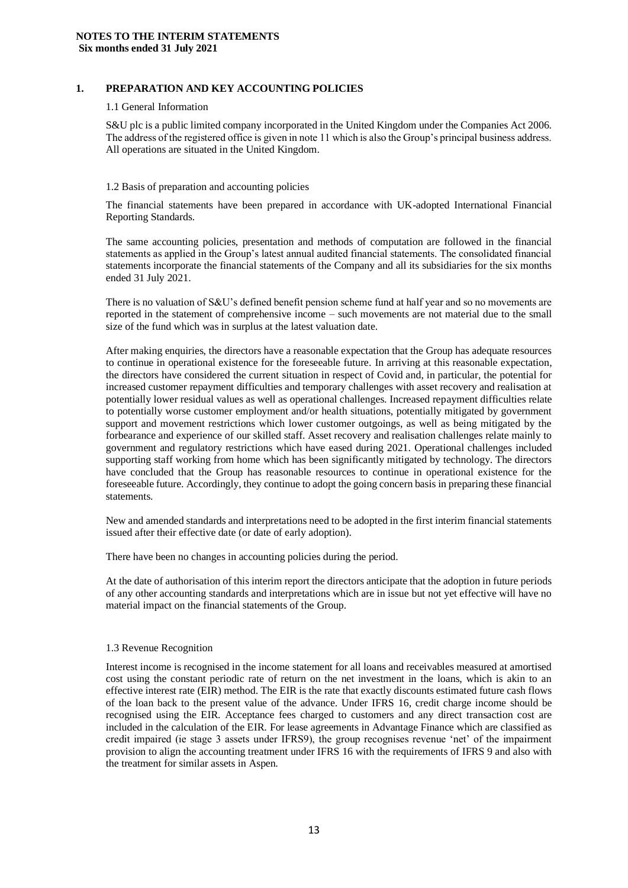**NOTES TO THE INTERIM STATEMENTS**
**Six months ended 31 July 2021**

## 1. PREPARATION AND KEY ACCOUNTING POLICIES

### 1.1 General Information

S&U plc is a public limited company incorporated in the United Kingdom under the Companies Act 2006. The address of the registered office is given in note 11 which is also the Group's principal business address. All operations are situated in the United Kingdom.

### 1.2 Basis of preparation and accounting policies

The financial statements have been prepared in accordance with UK-adopted International Financial Reporting Standards.

The same accounting policies, presentation and methods of computation are followed in the financial statements as applied in the Group's latest annual audited financial statements. The consolidated financial statements incorporate the financial statements of the Company and all its subsidiaries for the six months ended 31 July 2021.

There is no valuation of S&U's defined benefit pension scheme fund at half year and so no movements are reported in the statement of comprehensive income – such movements are not material due to the small size of the fund which was in surplus at the latest valuation date.

After making enquiries, the directors have a reasonable expectation that the Group has adequate resources to continue in operational existence for the foreseeable future. In arriving at this reasonable expectation, the directors have considered the current situation in respect of Covid and, in particular, the potential for increased customer repayment difficulties and temporary challenges with asset recovery and realisation at potentially lower residual values as well as operational challenges. Increased repayment difficulties relate to potentially worse customer employment and/or health situations, potentially mitigated by government support and movement restrictions which lower customer outgoings, as well as being mitigated by the forbearance and experience of our skilled staff. Asset recovery and realisation challenges relate mainly to government and regulatory restrictions which have eased during 2021. Operational challenges included supporting staff working from home which has been significantly mitigated by technology. The directors have concluded that the Group has reasonable resources to continue in operational existence for the foreseeable future. Accordingly, they continue to adopt the going concern basis in preparing these financial statements.

New and amended standards and interpretations need to be adopted in the first interim financial statements issued after their effective date (or date of early adoption).

There have been no changes in accounting policies during the period.

At the date of authorisation of this interim report the directors anticipate that the adoption in future periods of any other accounting standards and interpretations which are in issue but not yet effective will have no material impact on the financial statements of the Group.

### 1.3 Revenue Recognition

Interest income is recognised in the income statement for all loans and receivables measured at amortised cost using the constant periodic rate of return on the net investment in the loans, which is akin to an effective interest rate (EIR) method. The EIR is the rate that exactly discounts estimated future cash flows of the loan back to the present value of the advance. Under IFRS 16, credit charge income should be recognised using the EIR. Acceptance fees charged to customers and any direct transaction cost are included in the calculation of the EIR. For lease agreements in Advantage Finance which are classified as credit impaired (ie stage 3 assets under IFRS9), the group recognises revenue 'net' of the impairment provision to align the accounting treatment under IFRS 16 with the requirements of IFRS 9 and also with the treatment for similar assets in Aspen.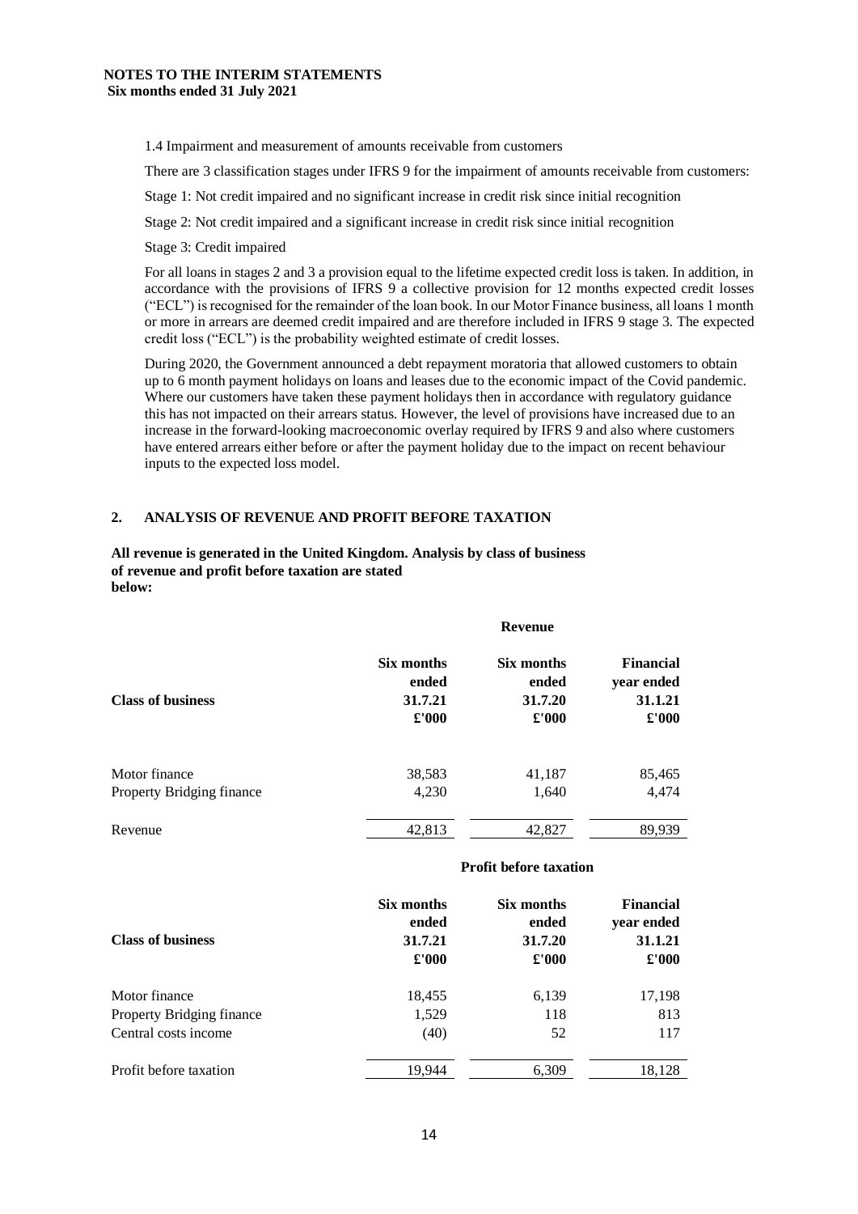**NOTES TO THE INTERIM STATEMENTS**
**Six months ended 31 July 2021**

1.4 Impairment and measurement of amounts receivable from customers

There are 3 classification stages under IFRS 9 for the impairment of amounts receivable from customers:

Stage 1: Not credit impaired and no significant increase in credit risk since initial recognition

Stage 2: Not credit impaired and a significant increase in credit risk since initial recognition

Stage 3: Credit impaired

For all loans in stages 2 and 3 a provision equal to the lifetime expected credit loss is taken. In addition, in accordance with the provisions of IFRS 9 a collective provision for 12 months expected credit losses ("ECL") is recognised for the remainder of the loan book. In our Motor Finance business, all loans 1 month or more in arrears are deemed credit impaired and are therefore included in IFRS 9 stage 3. The expected credit loss ("ECL") is the probability weighted estimate of credit losses.

During 2020, the Government announced a debt repayment moratoria that allowed customers to obtain up to 6 month payment holidays on loans and leases due to the economic impact of the Covid pandemic. Where our customers have taken these payment holidays then in accordance with regulatory guidance this has not impacted on their arrears status. However, the level of provisions have increased due to an increase in the forward-looking macroeconomic overlay required by IFRS 9 and also where customers have entered arrears either before or after the payment holiday due to the impact on recent behaviour inputs to the expected loss model.

## 2. ANALYSIS OF REVENUE AND PROFIT BEFORE TAXATION

**All revenue is generated in the United Kingdom. Analysis by class of business of revenue and profit before taxation are stated below:**

| | **Revenue** | | |
|---|---|---|---|
| **Class of business** | **Six months ended 31.7.21 £'000** | **Six months ended 31.7.20 £'000** | **Financial year ended 31.1.21 £'000** |
| Motor finance | 38,583 | 41,187 | 85,465 |
| Property Bridging finance | 4,230 | 1,640 | 4,474 |
| Revenue | 42,813 | 42,827 | 89,939 |

| | **Profit before taxation** | | |
|---|---|---|---|
| **Class of business** | **Six months ended 31.7.21 £'000** | **Six months ended 31.7.20 £'000** | **Financial year ended 31.1.21 £'000** |
| Motor finance | 18,455 | 6,139 | 17,198 |
| Property Bridging finance | 1,529 | 118 | 813 |
| Central costs income | (40) | 52 | 117 |
| Profit before taxation | 19,944 | 6,309 | 18,128 |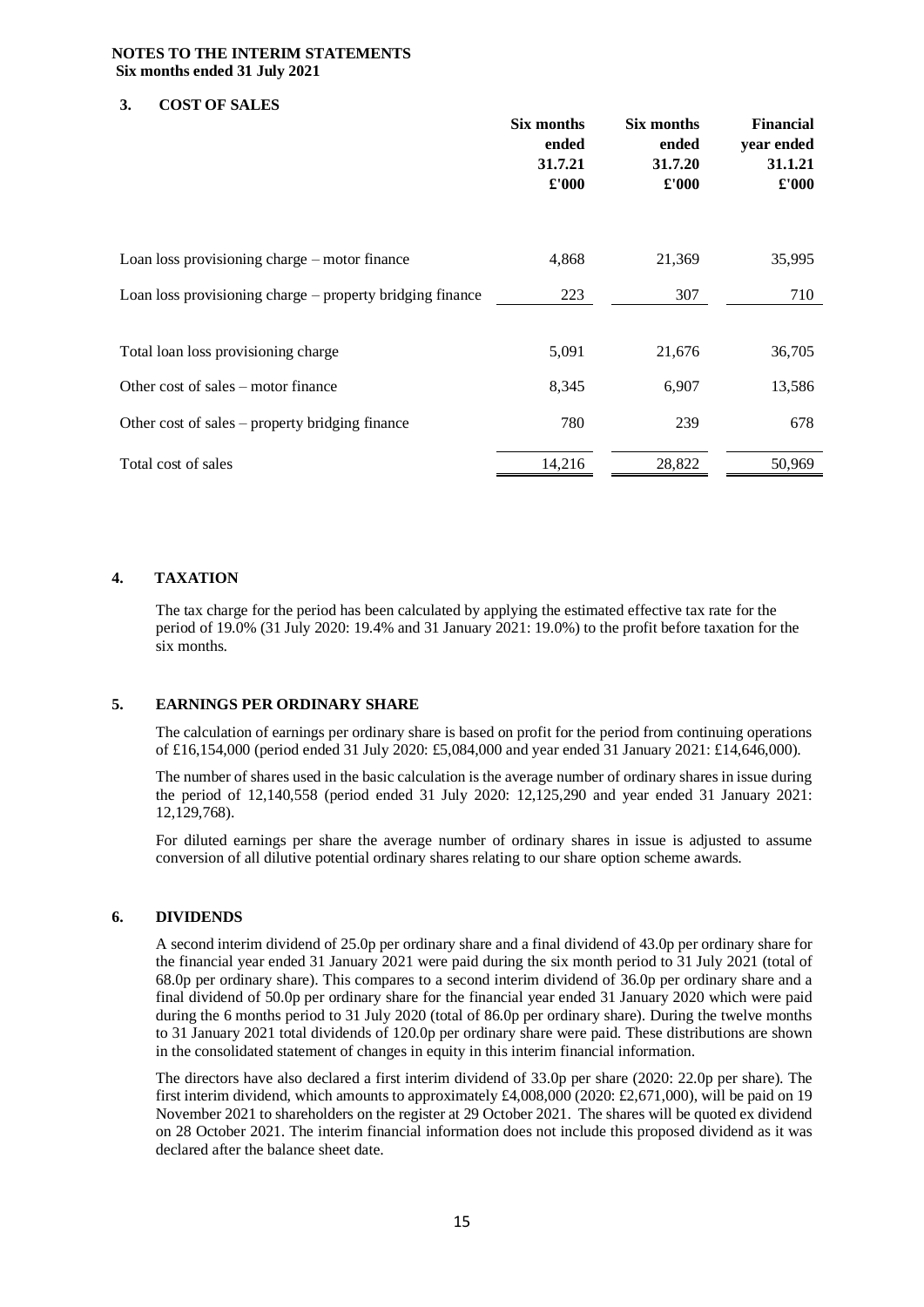**NOTES TO THE INTERIM STATEMENTS**
**Six months ended 31 July 2021**

## 3. COST OF SALES

| | Six months ended 31.7.21 £'000 | Six months ended 31.7.20 £'000 | Financial year ended 31.1.21 £'000 |
|---|---|---|---|
| Loan loss provisioning charge – motor finance | 4,868 | 21,369 | 35,995 |
| Loan loss provisioning charge – property bridging finance | 223 | 307 | 710 |
| Total loan loss provisioning charge | 5,091 | 21,676 | 36,705 |
| Other cost of sales – motor finance | 8,345 | 6,907 | 13,586 |
| Other cost of sales – property bridging finance | 780 | 239 | 678 |
| Total cost of sales | 14,216 | 28,822 | 50,969 |

## 4. TAXATION

The tax charge for the period has been calculated by applying the estimated effective tax rate for the period of 19.0% (31 July 2020: 19.4% and 31 January 2021: 19.0%) to the profit before taxation for the six months.

## 5. EARNINGS PER ORDINARY SHARE

The calculation of earnings per ordinary share is based on profit for the period from continuing operations of £16,154,000 (period ended 31 July 2020: £5,084,000 and year ended 31 January 2021: £14,646,000).

The number of shares used in the basic calculation is the average number of ordinary shares in issue during the period of 12,140,558 (period ended 31 July 2020: 12,125,290 and year ended 31 January 2021: 12,129,768).

For diluted earnings per share the average number of ordinary shares in issue is adjusted to assume conversion of all dilutive potential ordinary shares relating to our share option scheme awards.

## 6. DIVIDENDS

A second interim dividend of 25.0p per ordinary share and a final dividend of 43.0p per ordinary share for the financial year ended 31 January 2021 were paid during the six month period to 31 July 2021 (total of 68.0p per ordinary share). This compares to a second interim dividend of 36.0p per ordinary share and a final dividend of 50.0p per ordinary share for the financial year ended 31 January 2020 which were paid during the 6 months period to 31 July 2020 (total of 86.0p per ordinary share). During the twelve months to 31 January 2021 total dividends of 120.0p per ordinary share were paid. These distributions are shown in the consolidated statement of changes in equity in this interim financial information.

The directors have also declared a first interim dividend of 33.0p per share (2020: 22.0p per share). The first interim dividend, which amounts to approximately £4,008,000 (2020: £2,671,000), will be paid on 19 November 2021 to shareholders on the register at 29 October 2021. The shares will be quoted ex dividend on 28 October 2021. The interim financial information does not include this proposed dividend as it was declared after the balance sheet date.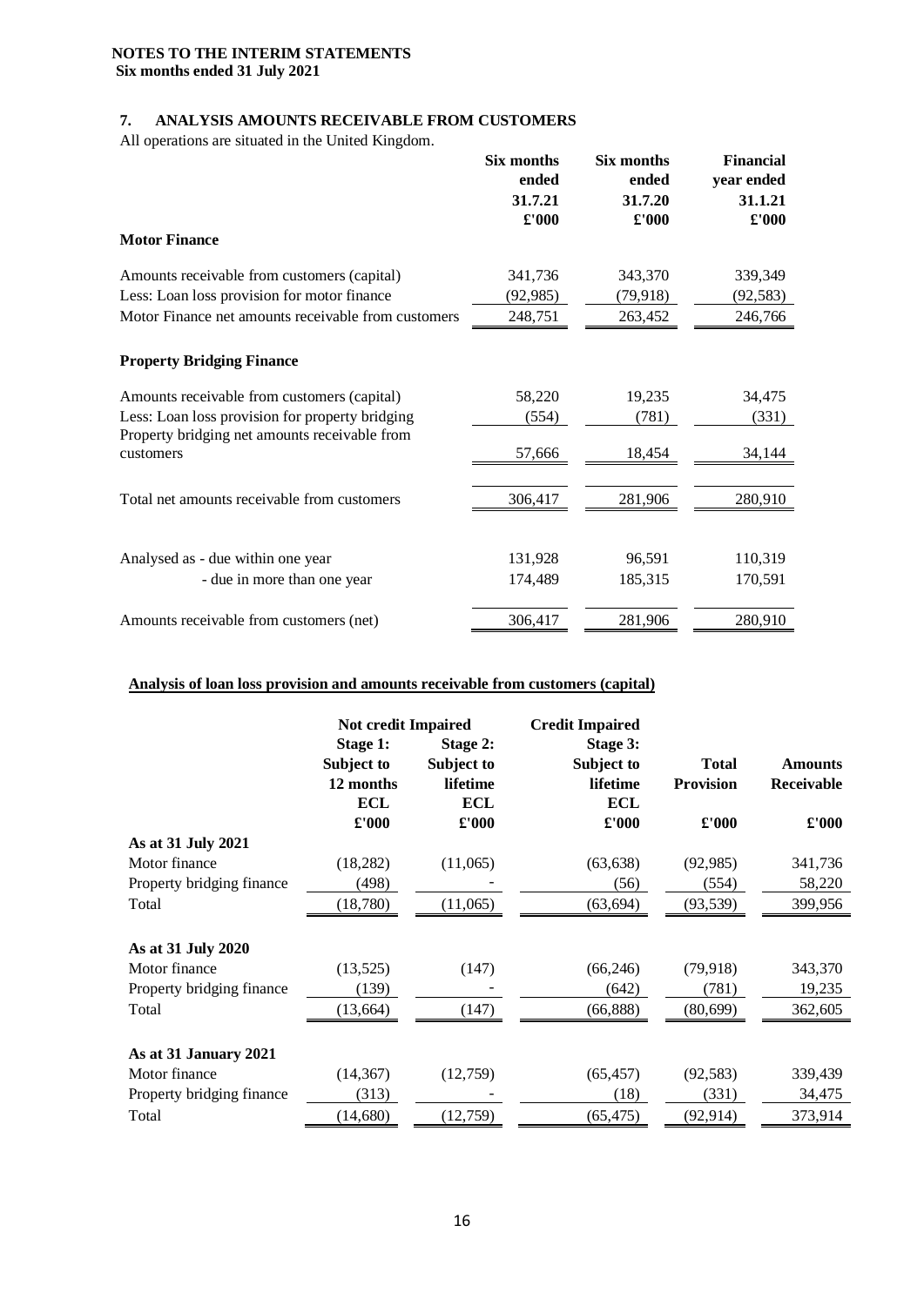**NOTES TO THE INTERIM STATEMENTS**
**Six months ended 31 July 2021**

## 7. ANALYSIS AMOUNTS RECEIVABLE FROM CUSTOMERS

All operations are situated in the United Kingdom.

| | Six months ended 31.7.21 £'000 | Six months ended 31.7.20 £'000 | Financial year ended 31.1.21 £'000 |
|---|---|---|---|
| **Motor Finance** | | | |
| Amounts receivable from customers (capital) | 341,736 | 343,370 | 339,349 |
| Less: Loan loss provision for motor finance | (92,985) | (79,918) | (92,583) |
| Motor Finance net amounts receivable from customers | 248,751 | 263,452 | 246,766 |
| **Property Bridging Finance** | | | |
| Amounts receivable from customers (capital) | 58,220 | 19,235 | 34,475 |
| Less: Loan loss provision for property bridging | (554) | (781) | (331) |
| Property bridging net amounts receivable from customers | 57,666 | 18,454 | 34,144 |
| Total net amounts receivable from customers | 306,417 | 281,906 | 280,910 |
| Analysed as - due within one year | 131,928 | 96,591 | 110,319 |
| - due in more than one year | 174,489 | 185,315 | 170,591 |
| Amounts receivable from customers (net) | 306,417 | 281,906 | 280,910 |

### Analysis of loan loss provision and amounts receivable from customers (capital)

| | Not credit Impaired | | Credit Impaired | | |
|---|---|---|---|---|---|
| | Stage 1: Subject to 12 months ECL £'000 | Stage 2: Subject to lifetime ECL £'000 | Stage 3: Subject to lifetime ECL £'000 | Total Provision £'000 | Amounts Receivable £'000 |
| **As at 31 July 2021** | | | | | |
| Motor finance | (18,282) | (11,065) | (63,638) | (92,985) | 341,736 |
| Property bridging finance | (498) | - | (56) | (554) | 58,220 |
| Total | (18,780) | (11,065) | (63,694) | (93,539) | 399,956 |
| **As at 31 July 2020** | | | | | |
| Motor finance | (13,525) | (147) | (66,246) | (79,918) | 343,370 |
| Property bridging finance | (139) | - | (642) | (781) | 19,235 |
| Total | (13,664) | (147) | (66,888) | (80,699) | 362,605 |
| **As at 31 January 2021** | | | | | |
| Motor finance | (14,367) | (12,759) | (65,457) | (92,583) | 339,439 |
| Property bridging finance | (313) | - | (18) | (331) | 34,475 |
| Total | (14,680) | (12,759) | (65,475) | (92,914) | 373,914 |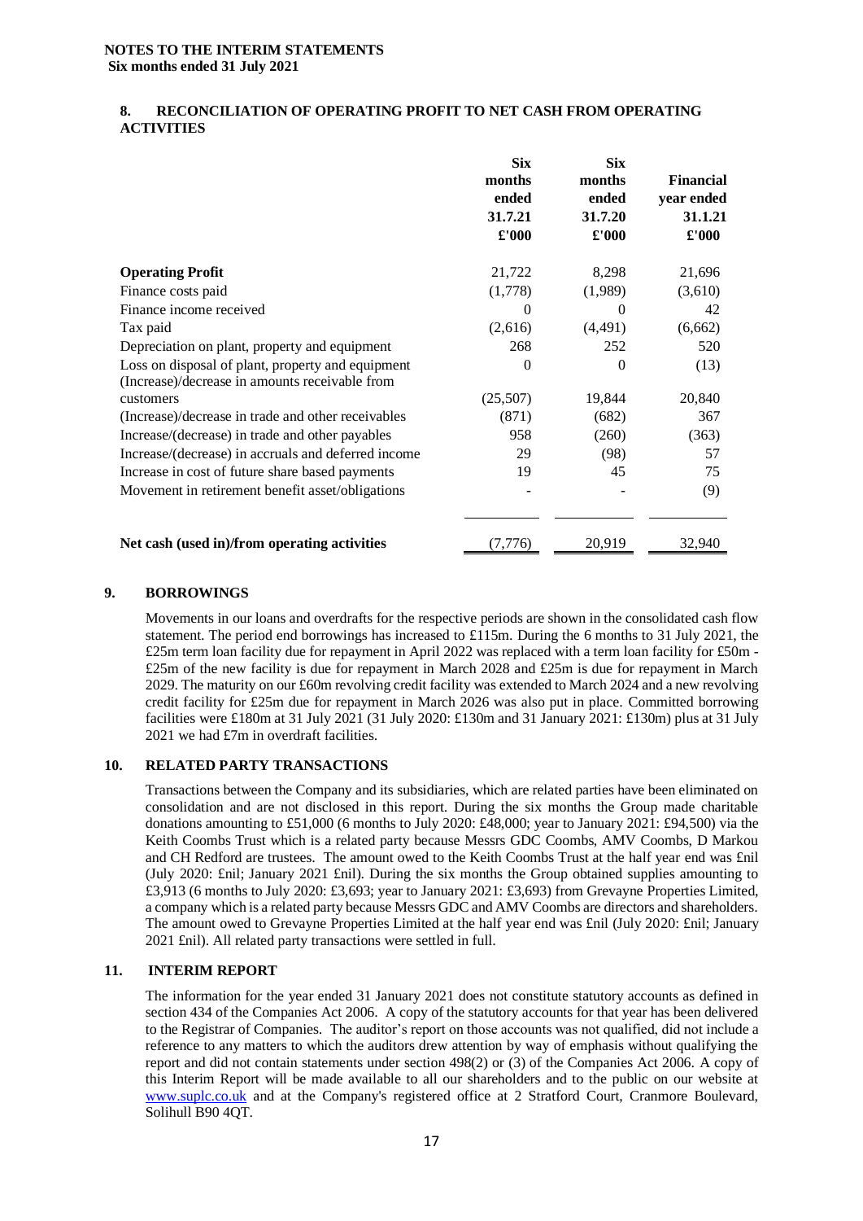**NOTES TO THE INTERIM STATEMENTS**
**Six months ended 31 July 2021**

## 8. RECONCILIATION OF OPERATING PROFIT TO NET CASH FROM OPERATING ACTIVITIES

| | Six months ended 31.7.21 £'000 | Six months ended 31.7.20 £'000 | Financial year ended 31.1.21 £'000 |
|---|---|---|---|
| **Operating Profit** | 21,722 | 8,298 | 21,696 |
| Finance costs paid | (1,778) | (1,989) | (3,610) |
| Finance income received | 0 | 0 | 42 |
| Tax paid | (2,616) | (4,491) | (6,662) |
| Depreciation on plant, property and equipment | 268 | 252 | 520 |
| Loss on disposal of plant, property and equipment | 0 | 0 | (13) |
| (Increase)/decrease in amounts receivable from customers | (25,507) | 19,844 | 20,840 |
| (Increase)/decrease in trade and other receivables | (871) | (682) | 367 |
| Increase/(decrease) in trade and other payables | 958 | (260) | (363) |
| Increase/(decrease) in accruals and deferred income | 29 | (98) | 57 |
| Increase in cost of future share based payments | 19 | 45 | 75 |
| Movement in retirement benefit asset/obligations | - | - | (9) |
| **Net cash (used in)/from operating activities** | (7,776) | 20,919 | 32,940 |

## 9. BORROWINGS

Movements in our loans and overdrafts for the respective periods are shown in the consolidated cash flow statement. The period end borrowings has increased to £115m. During the 6 months to 31 July 2021, the £25m term loan facility due for repayment in April 2022 was replaced with a term loan facility for £50m - £25m of the new facility is due for repayment in March 2028 and £25m is due for repayment in March 2029. The maturity on our £60m revolving credit facility was extended to March 2024 and a new revolving credit facility for £25m due for repayment in March 2026 was also put in place. Committed borrowing facilities were £180m at 31 July 2021 (31 July 2020: £130m and 31 January 2021: £130m) plus at 31 July 2021 we had £7m in overdraft facilities.

## 10. RELATED PARTY TRANSACTIONS

Transactions between the Company and its subsidiaries, which are related parties have been eliminated on consolidation and are not disclosed in this report. During the six months the Group made charitable donations amounting to £51,000 (6 months to July 2020: £48,000; year to January 2021: £94,500) via the Keith Coombs Trust which is a related party because Messrs GDC Coombs, AMV Coombs, D Markou and CH Redford are trustees. The amount owed to the Keith Coombs Trust at the half year end was £nil (July 2020: £nil; January 2021 £nil). During the six months the Group obtained supplies amounting to £3,913 (6 months to July 2020: £3,693; year to January 2021: £3,693) from Grevayne Properties Limited, a company which is a related party because Messrs GDC and AMV Coombs are directors and shareholders. The amount owed to Grevayne Properties Limited at the half year end was £nil (July 2020: £nil; January 2021 £nil). All related party transactions were settled in full.

## 11. INTERIM REPORT

The information for the year ended 31 January 2021 does not constitute statutory accounts as defined in section 434 of the Companies Act 2006. A copy of the statutory accounts for that year has been delivered to the Registrar of Companies. The auditor's report on those accounts was not qualified, did not include a reference to any matters to which the auditors drew attention by way of emphasis without qualifying the report and did not contain statements under section 498(2) or (3) of the Companies Act 2006. A copy of this Interim Report will be made available to all our shareholders and to the public on our website at www.suplc.co.uk and at the Company's registered office at 2 Stratford Court, Cranmore Boulevard, Solihull B90 4QT.